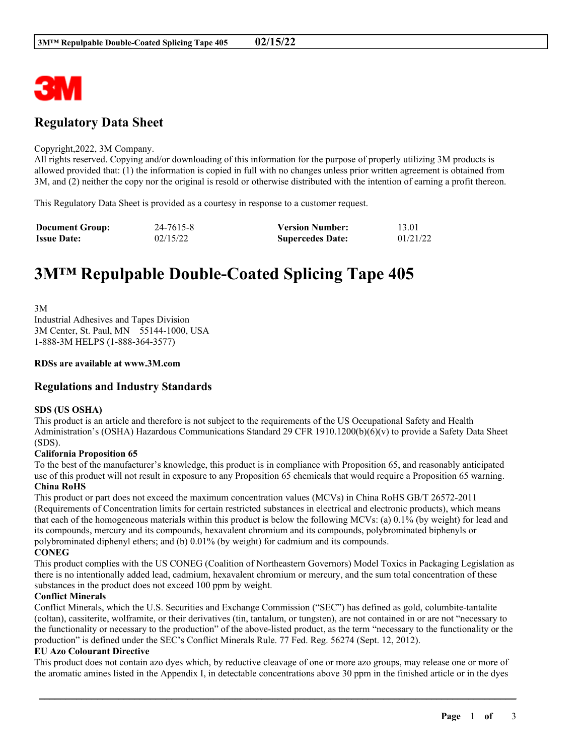## Regulatory Data Sheet

Copyright,2022, 3M Company.
All rights reserved. Copying and/or downloading of this information for the purpose of properly utilizing 3M products is allowed provided that: (1) the information is copied in full with no changes unless prior written agreement is obtained from 3M, and (2) neither the copy nor the original is resold or otherwise distributed with the intention of earning a profit thereon.

This Regulatory Data Sheet is provided as a courtesy in response to a customer request.

| **Document Group:** | 24-7615-8 | **Version Number:** | 13.01 |
|---|---|---|---|
| **Issue Date:** | 02/15/22 | **Supercedes Date:** | 01/21/22 |

# 3M™ Repulpable Double-Coated Splicing Tape 405

3M
Industrial Adhesives and Tapes Division
3M Center, St. Paul, MN 55144-1000, USA
1-888-3M HELPS (1-888-364-3577)

**RDSs are available at www.3M.com**

## Regulations and Industry Standards

**SDS (US OSHA)**
This product is an article and therefore is not subject to the requirements of the US Occupational Safety and Health Administration's (OSHA) Hazardous Communications Standard 29 CFR 1910.1200(b)(6)(v) to provide a Safety Data Sheet (SDS).

**California Proposition 65**
To the best of the manufacturer's knowledge, this product is in compliance with Proposition 65, and reasonably anticipated use of this product will not result in exposure to any Proposition 65 chemicals that would require a Proposition 65 warning.

**China RoHS**
This product or part does not exceed the maximum concentration values (MCVs) in China RoHS GB/T 26572-2011 (Requirements of Concentration limits for certain restricted substances in electrical and electronic products), which means that each of the homogeneous materials within this product is below the following MCVs: (a) 0.1% (by weight) for lead and its compounds, mercury and its compounds, hexavalent chromium and its compounds, polybrominated biphenyls or polybrominated diphenyl ethers; and (b) 0.01% (by weight) for cadmium and its compounds.

**CONEG**
This product complies with the US CONEG (Coalition of Northeastern Governors) Model Toxics in Packaging Legislation as there is no intentionally added lead, cadmium, hexavalent chromium or mercury, and the sum total concentration of these substances in the product does not exceed 100 ppm by weight.

**Conflict Minerals**
Conflict Minerals, which the U.S. Securities and Exchange Commission ("SEC") has defined as gold, columbite-tantalite (coltan), cassiterite, wolframite, or their derivatives (tin, tantalum, or tungsten), are not contained in or are not "necessary to the functionality or necessary to the production" of the above-listed product, as the term "necessary to the functionality or the production" is defined under the SEC's Conflict Minerals Rule. 77 Fed. Reg. 56274 (Sept. 12, 2012).

**EU Azo Colourant Directive**
This product does not contain azo dyes which, by reductive cleavage of one or more azo groups, may release one or more of the aromatic amines listed in the Appendix I, in detectable concentrations above 30 ppm in the finished article or in the dyes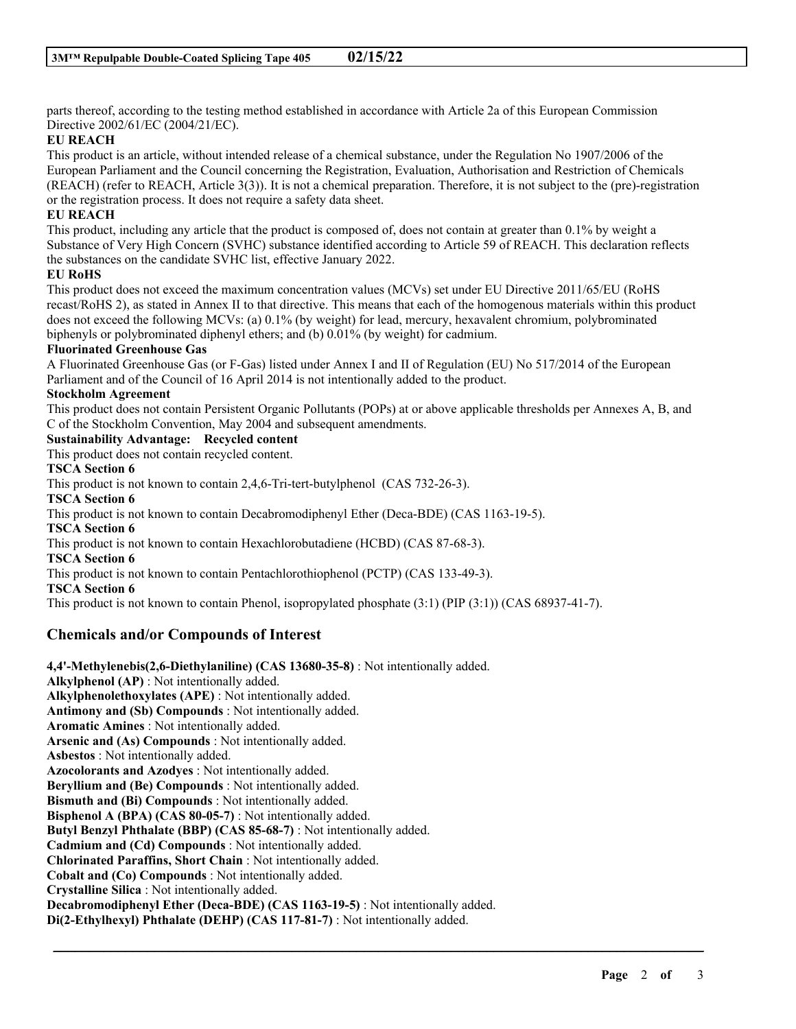parts thereof, according to the testing method established in accordance with Article 2a of this European Commission Directive 2002/61/EC (2004/21/EC).

**EU REACH**

This product is an article, without intended release of a chemical substance, under the Regulation No 1907/2006 of the European Parliament and the Council concerning the Registration, Evaluation, Authorisation and Restriction of Chemicals (REACH) (refer to REACH, Article 3(3)). It is not a chemical preparation. Therefore, it is not subject to the (pre)-registration or the registration process. It does not require a safety data sheet.

**EU REACH**

This product, including any article that the product is composed of, does not contain at greater than 0.1% by weight a Substance of Very High Concern (SVHC) substance identified according to Article 59 of REACH. This declaration reflects the substances on the candidate SVHC list, effective January 2022.

**EU RoHS**

This product does not exceed the maximum concentration values (MCVs) set under EU Directive 2011/65/EU (RoHS recast/RoHS 2), as stated in Annex II to that directive. This means that each of the homogenous materials within this product does not exceed the following MCVs: (a) 0.1% (by weight) for lead, mercury, hexavalent chromium, polybrominated biphenyls or polybrominated diphenyl ethers; and (b) 0.01% (by weight) for cadmium.

**Fluorinated Greenhouse Gas**

A Fluorinated Greenhouse Gas (or F-Gas) listed under Annex I and II of Regulation (EU) No 517/2014 of the European Parliament and of the Council of 16 April 2014 is not intentionally added to the product.

**Stockholm Agreement**

This product does not contain Persistent Organic Pollutants (POPs) at or above applicable thresholds per Annexes A, B, and C of the Stockholm Convention, May 2004 and subsequent amendments.

**Sustainability Advantage: Recycled content**

This product does not contain recycled content.

**TSCA Section 6**

This product is not known to contain 2,4,6-Tri-tert-butylphenol (CAS 732-26-3).

**TSCA Section 6**

This product is not known to contain Decabromodiphenyl Ether (Deca-BDE) (CAS 1163-19-5).

**TSCA Section 6**

This product is not known to contain Hexachlorobutadiene (HCBD) (CAS 87-68-3).

**TSCA Section 6**

This product is not known to contain Pentachlorothiophenol (PCTP) (CAS 133-49-3).

**TSCA Section 6**

This product is not known to contain Phenol, isopropylated phosphate (3:1) (PIP (3:1)) (CAS 68937-41-7).

## Chemicals and/or Compounds of Interest

**4,4'-Methylenebis(2,6-Diethylaniline) (CAS 13680-35-8)** : Not intentionally added.
**Alkylphenol (AP)** : Not intentionally added.
**Alkylphenolethoxylates (APE)** : Not intentionally added.
**Antimony and (Sb) Compounds** : Not intentionally added.
**Aromatic Amines** : Not intentionally added.
**Arsenic and (As) Compounds** : Not intentionally added.
**Asbestos** : Not intentionally added.
**Azocolorants and Azodyes** : Not intentionally added.
**Beryllium and (Be) Compounds** : Not intentionally added.
**Bismuth and (Bi) Compounds** : Not intentionally added.
**Bisphenol A (BPA) (CAS 80-05-7)** : Not intentionally added.
**Butyl Benzyl Phthalate (BBP) (CAS 85-68-7)** : Not intentionally added.
**Cadmium and (Cd) Compounds** : Not intentionally added.
**Chlorinated Paraffins, Short Chain** : Not intentionally added.
**Cobalt and (Co) Compounds** : Not intentionally added.
**Crystalline Silica** : Not intentionally added.
**Decabromodiphenyl Ether (Deca-BDE) (CAS 1163-19-5)** : Not intentionally added.
**Di(2-Ethylhexyl) Phthalate (DEHP) (CAS 117-81-7)** : Not intentionally added.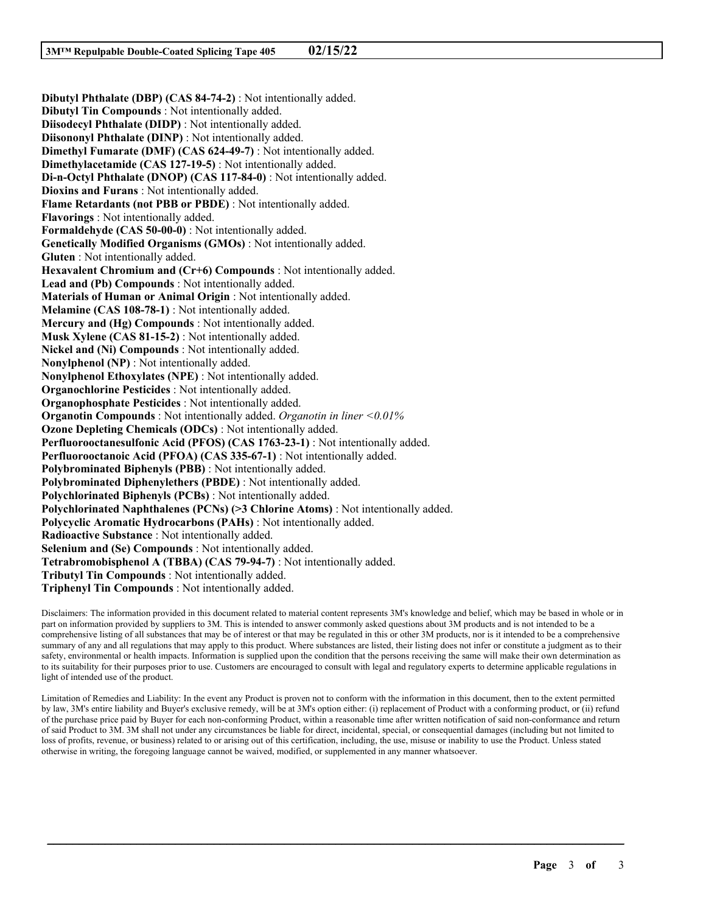**Dibutyl Phthalate (DBP) (CAS 84-74-2)** : Not intentionally added.
**Dibutyl Tin Compounds** : Not intentionally added.
**Diisodecyl Phthalate (DIDP)** : Not intentionally added.
**Diisononyl Phthalate (DINP)** : Not intentionally added.
**Dimethyl Fumarate (DMF) (CAS 624-49-7)** : Not intentionally added.
**Dimethylacetamide (CAS 127-19-5)** : Not intentionally added.
**Di-n-Octyl Phthalate (DNOP) (CAS 117-84-0)** : Not intentionally added.
**Dioxins and Furans** : Not intentionally added.
**Flame Retardants (not PBB or PBDE)** : Not intentionally added.
**Flavorings** : Not intentionally added.
**Formaldehyde (CAS 50-00-0)** : Not intentionally added.
**Genetically Modified Organisms (GMOs)** : Not intentionally added.
**Gluten** : Not intentionally added.
**Hexavalent Chromium and (Cr+6) Compounds** : Not intentionally added.
**Lead and (Pb) Compounds** : Not intentionally added.
**Materials of Human or Animal Origin** : Not intentionally added.
**Melamine (CAS 108-78-1)** : Not intentionally added.
**Mercury and (Hg) Compounds** : Not intentionally added.
**Musk Xylene (CAS 81-15-2)** : Not intentionally added.
**Nickel and (Ni) Compounds** : Not intentionally added.
**Nonylphenol (NP)** : Not intentionally added.
**Nonylphenol Ethoxylates (NPE)** : Not intentionally added.
**Organochlorine Pesticides** : Not intentionally added.
**Organophosphate Pesticides** : Not intentionally added.
**Organotin Compounds** : Not intentionally added. *Organotin in liner <0.01%*
**Ozone Depleting Chemicals (ODCs)** : Not intentionally added.
**Perfluorooctanesulfonic Acid (PFOS) (CAS 1763-23-1)** : Not intentionally added.
**Perfluorooctanoic Acid (PFOA) (CAS 335-67-1)** : Not intentionally added.
**Polybrominated Biphenyls (PBB)** : Not intentionally added.
**Polybrominated Diphenylethers (PBDE)** : Not intentionally added.
**Polychlorinated Biphenyls (PCBs)** : Not intentionally added.
**Polychlorinated Naphthalenes (PCNs) (>3 Chlorine Atoms)** : Not intentionally added.
**Polycyclic Aromatic Hydrocarbons (PAHs)** : Not intentionally added.
**Radioactive Substance** : Not intentionally added.
**Selenium and (Se) Compounds** : Not intentionally added.
**Tetrabromobisphenol A (TBBA) (CAS 79-94-7)** : Not intentionally added.
**Tributyl Tin Compounds** : Not intentionally added.
**Triphenyl Tin Compounds** : Not intentionally added.

Disclaimers: The information provided in this document related to material content represents 3M's knowledge and belief, which may be based in whole or in part on information provided by suppliers to 3M. This is intended to answer commonly asked questions about 3M products and is not intended to be a comprehensive listing of all substances that may be of interest or that may be regulated in this or other 3M products, nor is it intended to be a comprehensive summary of any and all regulations that may apply to this product. Where substances are listed, their listing does not infer or constitute a judgment as to their safety, environmental or health impacts. Information is supplied upon the condition that the persons receiving the same will make their own determination as to its suitability for their purposes prior to use. Customers are encouraged to consult with legal and regulatory experts to determine applicable regulations in light of intended use of the product.

Limitation of Remedies and Liability: In the event any Product is proven not to conform with the information in this document, then to the extent permitted by law, 3M's entire liability and Buyer's exclusive remedy, will be at 3M's option either: (i) replacement of Product with a conforming product, or (ii) refund of the purchase price paid by Buyer for each non-conforming Product, within a reasonable time after written notification of said non-conformance and return of said Product to 3M. 3M shall not under any circumstances be liable for direct, incidental, special, or consequential damages (including but not limited to loss of profits, revenue, or business) related to or arising out of this certification, including, the use, misuse or inability to use the Product. Unless stated otherwise in writing, the foregoing language cannot be waived, modified, or supplemented in any manner whatsoever.